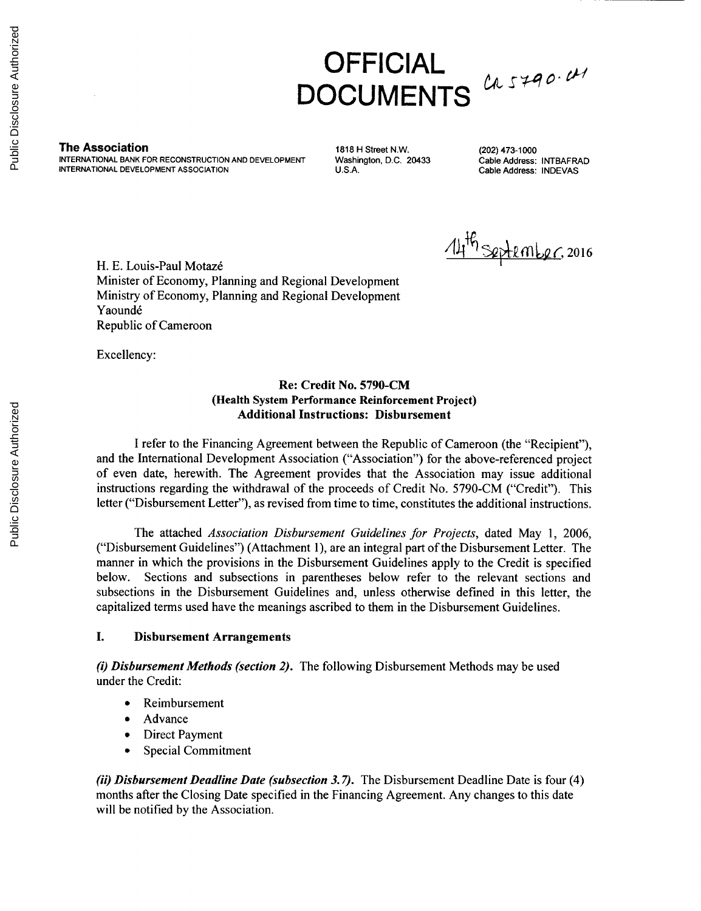# OFFICIAL DOCUMENTS

CR 5790-CM

**The Association**
INTERNATIONAL BANK FOR RECONSTRUCTION AND DEVELOPMENT
INTERNATIONAL DEVELOPMENT ASSOCIATION

1818 H Street N.W.
Washington, D.C. 20433
U.S.A.

(202) 473-1000
Cable Address: INTBAFRAD
Cable Address: INDEVAS

14th September, 2016

H. E. Louis-Paul Motazé
Minister of Economy, Planning and Regional Development
Ministry of Economy, Planning and Regional Development
Yaoundé
Republic of Cameroon

Excellency:

**Re: Credit No. 5790-CM**
**(Health System Performance Reinforcement Project)**
**Additional Instructions: Disbursement**

I refer to the Financing Agreement between the Republic of Cameroon (the "Recipient"), and the International Development Association ("Association") for the above-referenced project of even date, herewith. The Agreement provides that the Association may issue additional instructions regarding the withdrawal of the proceeds of Credit No. 5790-CM ("Credit"). This letter ("Disbursement Letter"), as revised from time to time, constitutes the additional instructions.

The attached *Association Disbursement Guidelines for Projects*, dated May 1, 2006, ("Disbursement Guidelines") (Attachment 1), are an integral part of the Disbursement Letter. The manner in which the provisions in the Disbursement Guidelines apply to the Credit is specified below. Sections and subsections in parentheses below refer to the relevant sections and subsections in the Disbursement Guidelines and, unless otherwise defined in this letter, the capitalized terms used have the meanings ascribed to them in the Disbursement Guidelines.

## I. Disbursement Arrangements

***(i) Disbursement Methods (section 2).*** The following Disbursement Methods may be used under the Credit:

- Reimbursement
- Advance
- Direct Payment
- Special Commitment

***(ii) Disbursement Deadline Date (subsection 3.7).*** The Disbursement Deadline Date is four (4) months after the Closing Date specified in the Financing Agreement. Any changes to this date will be notified by the Association.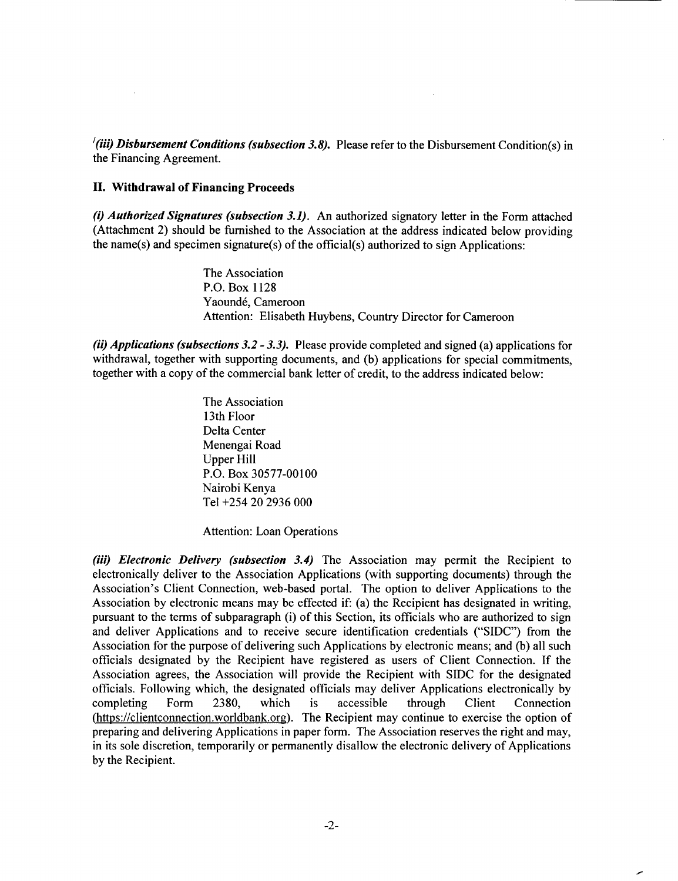*(iii) Disbursement Conditions (subsection 3.8).* Please refer to the Disbursement Condition(s) in the Financing Agreement.

## II. Withdrawal of Financing Proceeds

*(i) Authorized Signatures (subsection 3.1).* An authorized signatory letter in the Form attached (Attachment 2) should be furnished to the Association at the address indicated below providing the name(s) and specimen signature(s) of the official(s) authorized to sign Applications:

> The Association
> P.O. Box 1128
> Yaoundé, Cameroon
> Attention: Elisabeth Huybens, Country Director for Cameroon

*(ii) Applications (subsections 3.2 - 3.3).* Please provide completed and signed (a) applications for withdrawal, together with supporting documents, and (b) applications for special commitments, together with a copy of the commercial bank letter of credit, to the address indicated below:

> The Association
> 13th Floor
> Delta Center
> Menengai Road
> Upper Hill
> P.O. Box 30577-00100
> Nairobi Kenya
> Tel +254 20 2936 000
>
> Attention: Loan Operations

*(iii) Electronic Delivery (subsection 3.4)* The Association may permit the Recipient to electronically deliver to the Association Applications (with supporting documents) through the Association's Client Connection, web-based portal. The option to deliver Applications to the Association by electronic means may be effected if: (a) the Recipient has designated in writing, pursuant to the terms of subparagraph (i) of this Section, its officials who are authorized to sign and deliver Applications and to receive secure identification credentials ("SIDC") from the Association for the purpose of delivering such Applications by electronic means; and (b) all such officials designated by the Recipient have registered as users of Client Connection. If the Association agrees, the Association will provide the Recipient with SIDC for the designated officials. Following which, the designated officials may deliver Applications electronically by completing Form 2380, which is accessible through Client Connection (https://clientconnection.worldbank.org). The Recipient may continue to exercise the option of preparing and delivering Applications in paper form. The Association reserves the right and may, in its sole discretion, temporarily or permanently disallow the electronic delivery of Applications by the Recipient.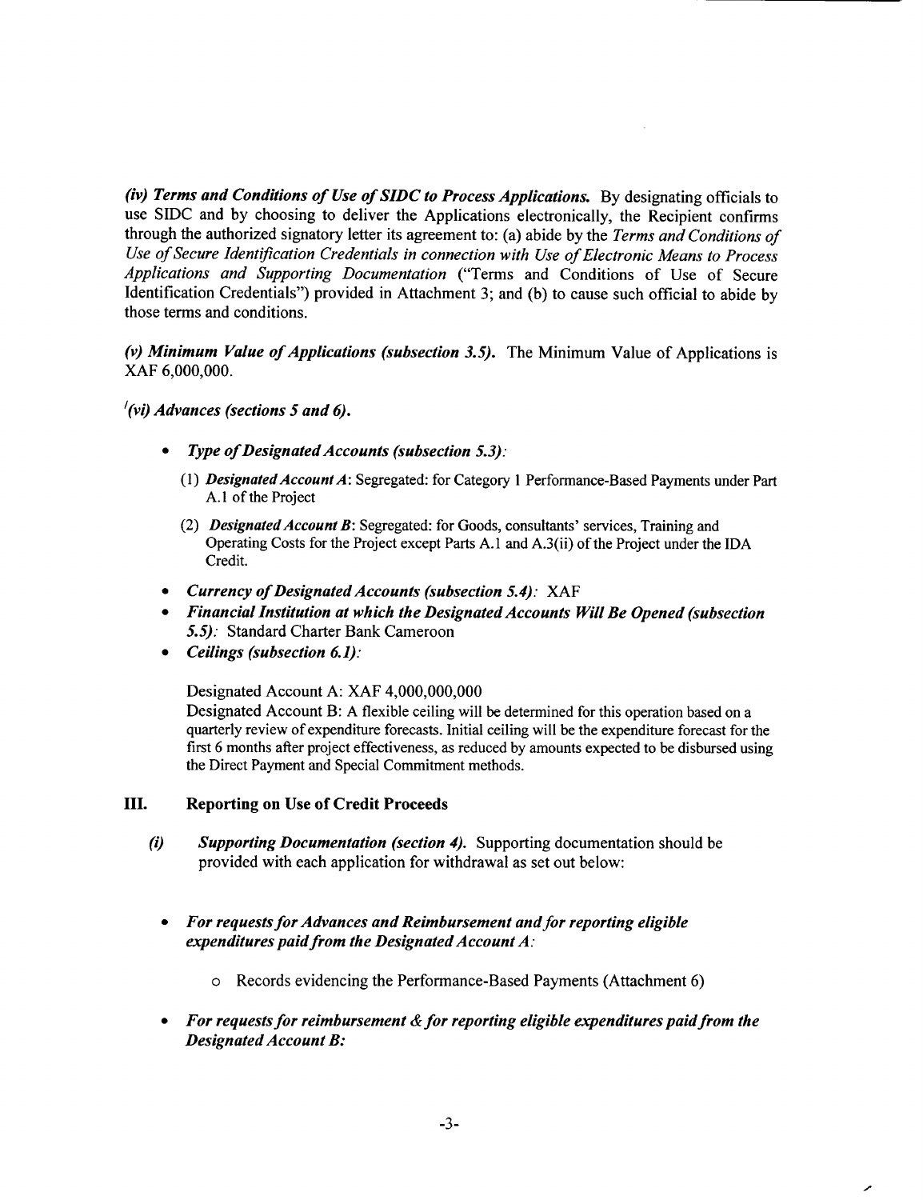***(iv) Terms and Conditions of Use of SIDC to Process Applications.*** By designating officials to use SIDC and by choosing to deliver the Applications electronically, the Recipient confirms through the authorized signatory letter its agreement to: (a) abide by the *Terms and Conditions of Use of Secure Identification Credentials in connection with Use of Electronic Means to Process Applications and Supporting Documentation* ("Terms and Conditions of Use of Secure Identification Credentials") provided in Attachment 3; and (b) to cause such official to abide by those terms and conditions.

***(v) Minimum Value of Applications (subsection 3.5).*** The Minimum Value of Applications is XAF 6,000,000.

***(vi) Advances (sections 5 and 6).***

- ***Type of Designated Accounts (subsection 5.3):***
  (1) ***Designated Account A***: Segregated: for Category 1 Performance-Based Payments under Part A.1 of the Project

  (2) ***Designated Account B***: Segregated: for Goods, consultants' services, Training and Operating Costs for the Project except Parts A.1 and A.3(ii) of the Project under the IDA Credit.

- ***Currency of Designated Accounts (subsection 5.4):*** XAF
- ***Financial Institution at which the Designated Accounts Will Be Opened (subsection 5.5):*** Standard Charter Bank Cameroon
- ***Ceilings (subsection 6.1):***

  Designated Account A: XAF 4,000,000,000

  Designated Account B: A flexible ceiling will be determined for this operation based on a quarterly review of expenditure forecasts. Initial ceiling will be the expenditure forecast for the first 6 months after project effectiveness, as reduced by amounts expected to be disbursed using the Direct Payment and Special Commitment methods.

## III. Reporting on Use of Credit Proceeds

***(i) Supporting Documentation (section 4).*** Supporting documentation should be provided with each application for withdrawal as set out below:

- ***For requests for Advances and Reimbursement and for reporting eligible expenditures paid from the Designated Account A:***
  - Records evidencing the Performance-Based Payments (Attachment 6)

- ***For requests for reimbursement & for reporting eligible expenditures paid from the Designated Account B:***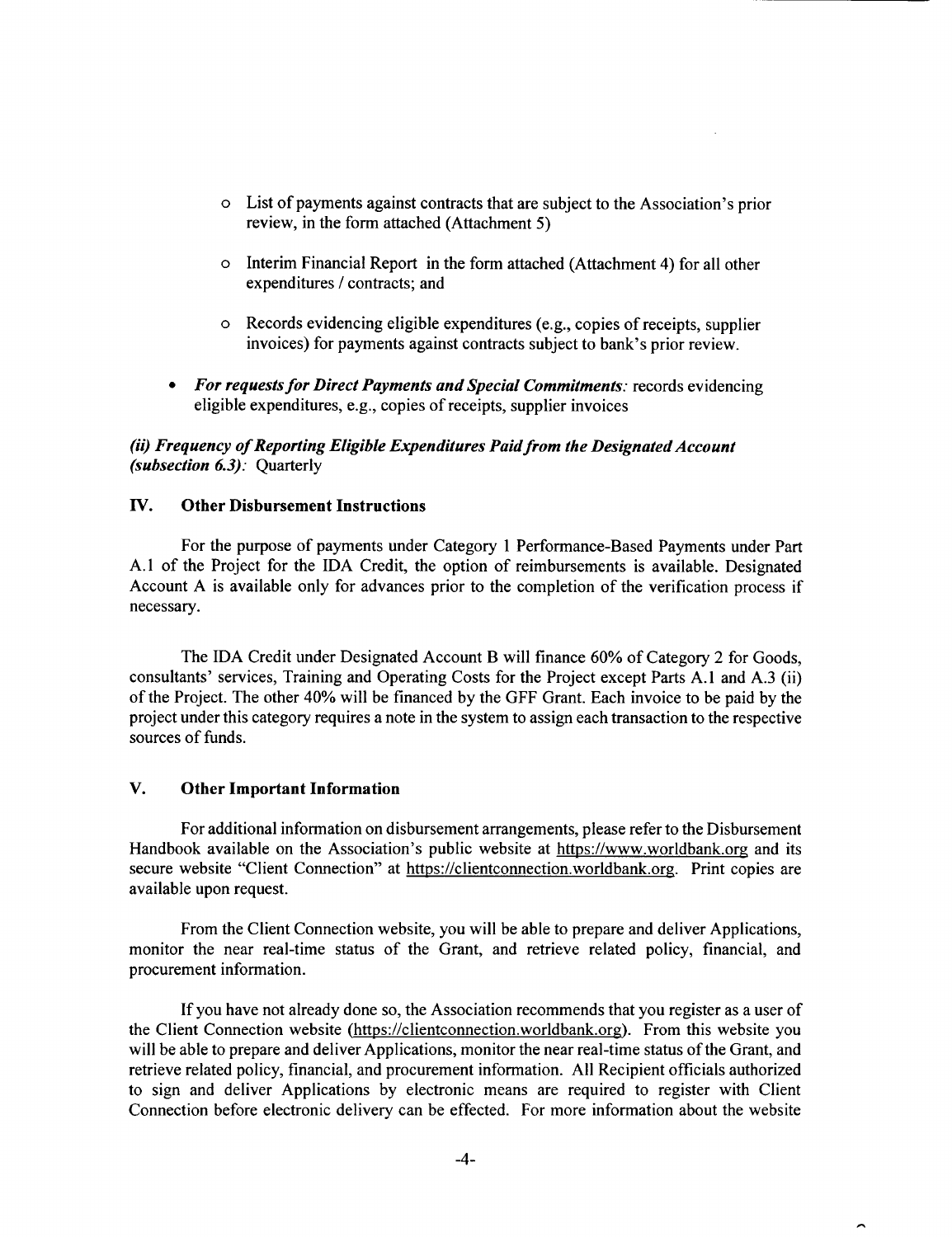- List of payments against contracts that are subject to the Association's prior review, in the form attached (Attachment 5)

  - Interim Financial Report in the form attached (Attachment 4) for all other expenditures / contracts; and

  - Records evidencing eligible expenditures (e.g., copies of receipts, supplier invoices) for payments against contracts subject to bank's prior review.

- ***For requests for Direct Payments and Special Commitments:*** records evidencing eligible expenditures, e.g., copies of receipts, supplier invoices

***(ii) Frequency of Reporting Eligible Expenditures Paid from the Designated Account (subsection 6.3):*** Quarterly

## IV. Other Disbursement Instructions

For the purpose of payments under Category 1 Performance-Based Payments under Part A.1 of the Project for the IDA Credit, the option of reimbursements is available. Designated Account A is available only for advances prior to the completion of the verification process if necessary.

The IDA Credit under Designated Account B will finance 60% of Category 2 for Goods, consultants' services, Training and Operating Costs for the Project except Parts A.1 and A.3 (ii) of the Project. The other 40% will be financed by the GFF Grant. Each invoice to be paid by the project under this category requires a note in the system to assign each transaction to the respective sources of funds.

## V. Other Important Information

For additional information on disbursement arrangements, please refer to the Disbursement Handbook available on the Association's public website at https://www.worldbank.org and its secure website "Client Connection" at https://clientconnection.worldbank.org. Print copies are available upon request.

From the Client Connection website, you will be able to prepare and deliver Applications, monitor the near real-time status of the Grant, and retrieve related policy, financial, and procurement information.

If you have not already done so, the Association recommends that you register as a user of the Client Connection website (https://clientconnection.worldbank.org). From this website you will be able to prepare and deliver Applications, monitor the near real-time status of the Grant, and retrieve related policy, financial, and procurement information. All Recipient officials authorized to sign and deliver Applications by electronic means are required to register with Client Connection before electronic delivery can be effected. For more information about the website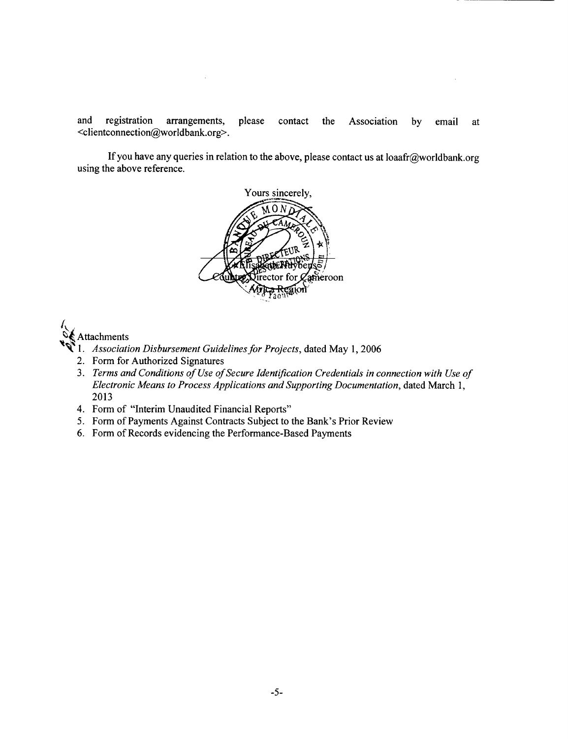and registration arrangements, please contact the Association by email at <clientconnection@worldbank.org>.

If you have any queries in relation to the above, please contact us at loaafr@worldbank.org using the above reference.

Yours sincerely,

Elisabeth Huybens
Country Director for Cameroon
Africa Region

Attachments

1. *Association Disbursement Guidelines for Projects*, dated May 1, 2006
2. Form for Authorized Signatures
3. *Terms and Conditions of Use of Secure Identification Credentials in connection with Use of Electronic Means to Process Applications and Supporting Documentation*, dated March 1, 2013
4. Form of "Interim Unaudited Financial Reports"
5. Form of Payments Against Contracts Subject to the Bank's Prior Review
6. Form of Records evidencing the Performance-Based Payments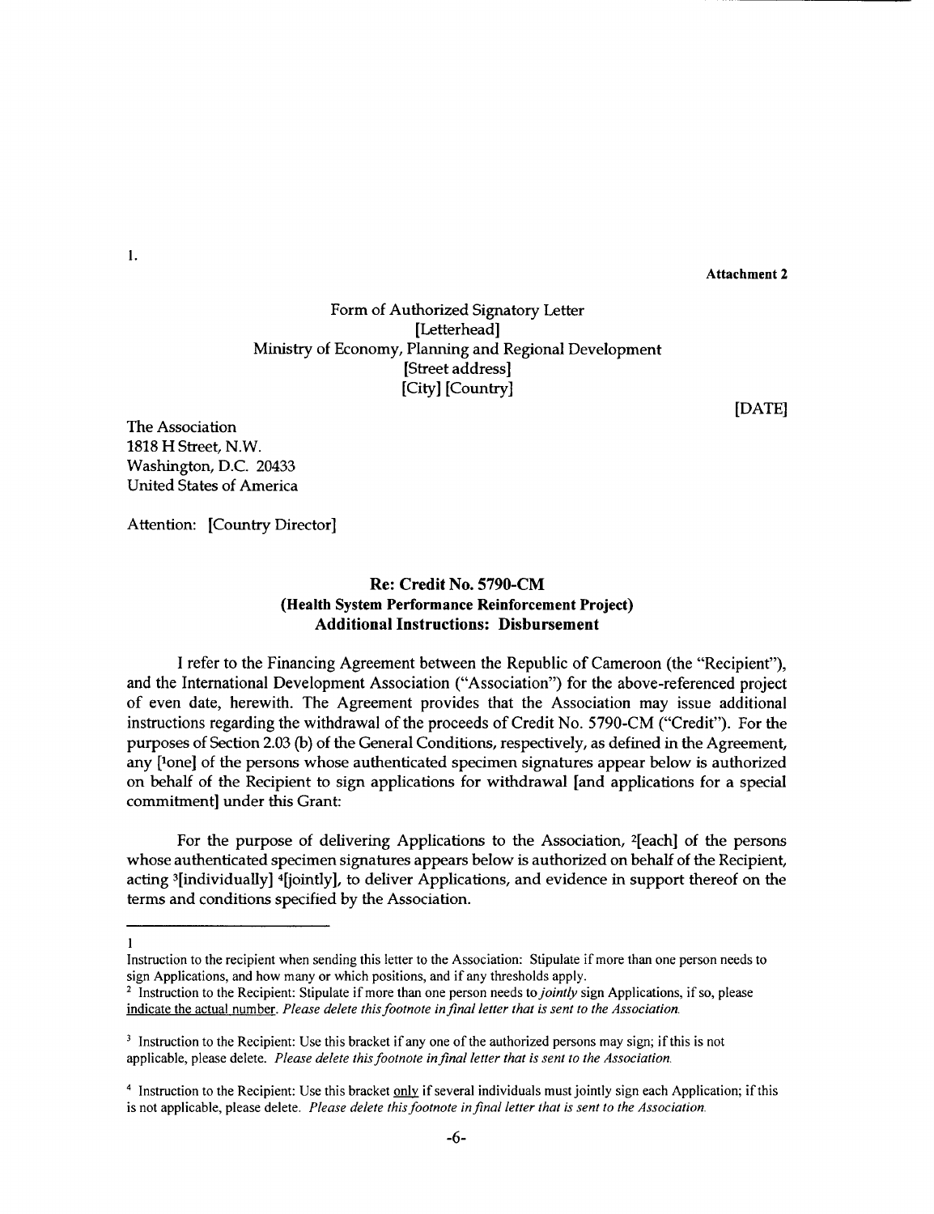1.

**Attachment 2**

Form of Authorized Signatory Letter
[Letterhead]
Ministry of Economy, Planning and Regional Development
[Street address]
[City] [Country]

[DATE]

The Association
1818 H Street, N.W.
Washington, D.C. 20433
United States of America

Attention: [Country Director]

**Re: Credit No. 5790-CM**
**(Health System Performance Reinforcement Project)**
**Additional Instructions: Disbursement**

I refer to the Financing Agreement between the Republic of Cameroon (the "Recipient"), and the International Development Association ("Association") for the above-referenced project of even date, herewith. The Agreement provides that the Association may issue additional instructions regarding the withdrawal of the proceeds of Credit No. 5790-CM ("Credit"). For the purposes of Section 2.03 (b) of the General Conditions, respectively, as defined in the Agreement, any [[1]one] of the persons whose authenticated specimen signatures appear below is authorized on behalf of the Recipient to sign applications for withdrawal [and applications for a special commitment] under this Grant:

For the purpose of delivering Applications to the Association, [2][each] of the persons whose authenticated specimen signatures appears below is authorized on behalf of the Recipient, acting [3][individually] [4][jointly], to deliver Applications, and evidence in support thereof on the terms and conditions specified by the Association.

---

[1] Instruction to the recipient when sending this letter to the Association: Stipulate if more than one person needs to sign Applications, and how many or which positions, and if any thresholds apply.

[2] Instruction to the Recipient: Stipulate if more than one person needs to *jointly* sign Applications, if so, please indicate the actual number. *Please delete this footnote in final letter that is sent to the Association.*

[3] Instruction to the Recipient: Use this bracket if any one of the authorized persons may sign; if this is not applicable, please delete. *Please delete this footnote in final letter that is sent to the Association.*

[4] Instruction to the Recipient: Use this bracket only if several individuals must jointly sign each Application; if this is not applicable, please delete. *Please delete this footnote in final letter that is sent to the Association.*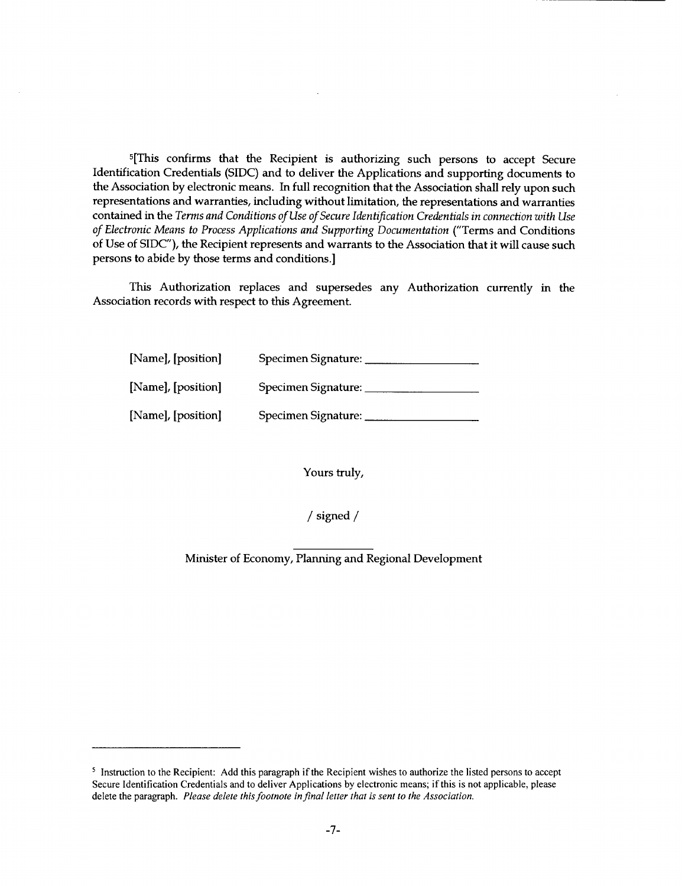[5][This confirms that the Recipient is authorizing such persons to accept Secure Identification Credentials (SIDC) and to deliver the Applications and supporting documents to the Association by electronic means. In full recognition that the Association shall rely upon such representations and warranties, including without limitation, the representations and warranties contained in the *Terms and Conditions of Use of Secure Identification Credentials in connection with Use of Electronic Means to Process Applications and Supporting Documentation* ("Terms and Conditions of Use of SIDC"), the Recipient represents and warrants to the Association that it will cause such persons to abide by those terms and conditions.]

This Authorization replaces and supersedes any Authorization currently in the Association records with respect to this Agreement.

[Name], [position] Specimen Signature: ____________________

[Name], [position] Specimen Signature: ____________________

[Name], [position] Specimen Signature: ____________________

Yours truly,

/ signed /

Minister of Economy, Planning and Regional Development

---

[5] Instruction to the Recipient: Add this paragraph if the Recipient wishes to authorize the listed persons to accept Secure Identification Credentials and to deliver Applications by electronic means; if this is not applicable, please delete the paragraph. *Please delete this footnote in final letter that is sent to the Association.*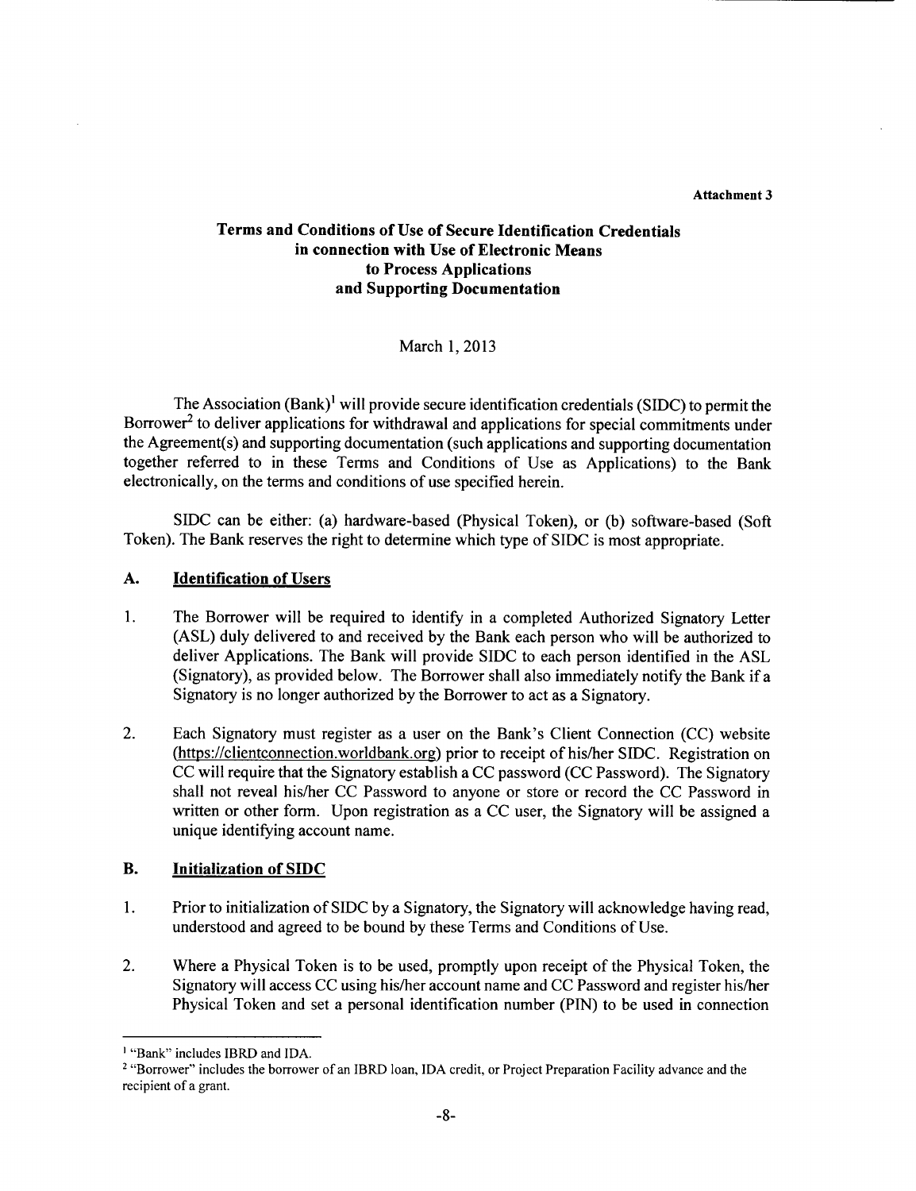**Attachment 3**

## Terms and Conditions of Use of Secure Identification Credentials in connection with Use of Electronic Means to Process Applications and Supporting Documentation

March 1, 2013

The Association (Bank)[1] will provide secure identification credentials (SIDC) to permit the Borrower[2] to deliver applications for withdrawal and applications for special commitments under the Agreement(s) and supporting documentation (such applications and supporting documentation together referred to in these Terms and Conditions of Use as Applications) to the Bank electronically, on the terms and conditions of use specified herein.

SIDC can be either: (a) hardware-based (Physical Token), or (b) software-based (Soft Token). The Bank reserves the right to determine which type of SIDC is most appropriate.

### A. Identification of Users

1. The Borrower will be required to identify in a completed Authorized Signatory Letter (ASL) duly delivered to and received by the Bank each person who will be authorized to deliver Applications. The Bank will provide SIDC to each person identified in the ASL (Signatory), as provided below. The Borrower shall also immediately notify the Bank if a Signatory is no longer authorized by the Borrower to act as a Signatory.

2. Each Signatory must register as a user on the Bank's Client Connection (CC) website (https://clientconnection.worldbank.org) prior to receipt of his/her SIDC. Registration on CC will require that the Signatory establish a CC password (CC Password). The Signatory shall not reveal his/her CC Password to anyone or store or record the CC Password in written or other form. Upon registration as a CC user, the Signatory will be assigned a unique identifying account name.

### B. Initialization of SIDC

1. Prior to initialization of SIDC by a Signatory, the Signatory will acknowledge having read, understood and agreed to be bound by these Terms and Conditions of Use.

2. Where a Physical Token is to be used, promptly upon receipt of the Physical Token, the Signatory will access CC using his/her account name and CC Password and register his/her Physical Token and set a personal identification number (PIN) to be used in connection

---

[1] "Bank" includes IBRD and IDA.

[2] "Borrower" includes the borrower of an IBRD loan, IDA credit, or Project Preparation Facility advance and the recipient of a grant.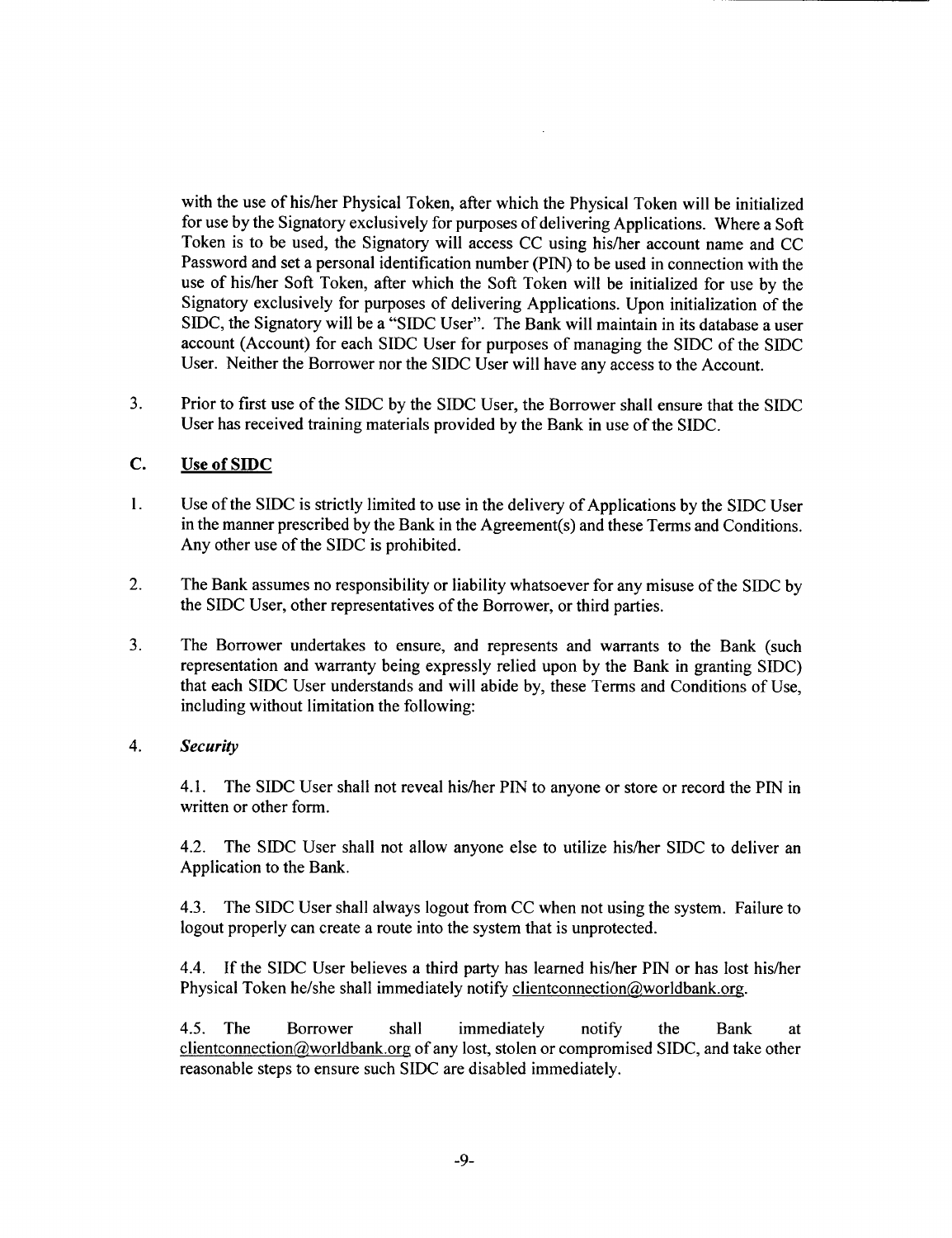with the use of his/her Physical Token, after which the Physical Token will be initialized for use by the Signatory exclusively for purposes of delivering Applications. Where a Soft Token is to be used, the Signatory will access CC using his/her account name and CC Password and set a personal identification number (PIN) to be used in connection with the use of his/her Soft Token, after which the Soft Token will be initialized for use by the Signatory exclusively for purposes of delivering Applications. Upon initialization of the SIDC, the Signatory will be a "SIDC User". The Bank will maintain in its database a user account (Account) for each SIDC User for purposes of managing the SIDC of the SIDC User. Neither the Borrower nor the SIDC User will have any access to the Account.

3. Prior to first use of the SIDC by the SIDC User, the Borrower shall ensure that the SIDC User has received training materials provided by the Bank in use of the SIDC.

## C. Use of SIDC

1. Use of the SIDC is strictly limited to use in the delivery of Applications by the SIDC User in the manner prescribed by the Bank in the Agreement(s) and these Terms and Conditions. Any other use of the SIDC is prohibited.

2. The Bank assumes no responsibility or liability whatsoever for any misuse of the SIDC by the SIDC User, other representatives of the Borrower, or third parties.

3. The Borrower undertakes to ensure, and represents and warrants to the Bank (such representation and warranty being expressly relied upon by the Bank in granting SIDC) that each SIDC User understands and will abide by, these Terms and Conditions of Use, including without limitation the following:

4. ***Security***

   4.1. The SIDC User shall not reveal his/her PIN to anyone or store or record the PIN in written or other form.

   4.2. The SIDC User shall not allow anyone else to utilize his/her SIDC to deliver an Application to the Bank.

   4.3. The SIDC User shall always logout from CC when not using the system. Failure to logout properly can create a route into the system that is unprotected.

   4.4. If the SIDC User believes a third party has learned his/her PIN or has lost his/her Physical Token he/she shall immediately notify clientconnection@worldbank.org.

   4.5. The Borrower shall immediately notify the Bank at clientconnection@worldbank.org of any lost, stolen or compromised SIDC, and take other reasonable steps to ensure such SIDC are disabled immediately.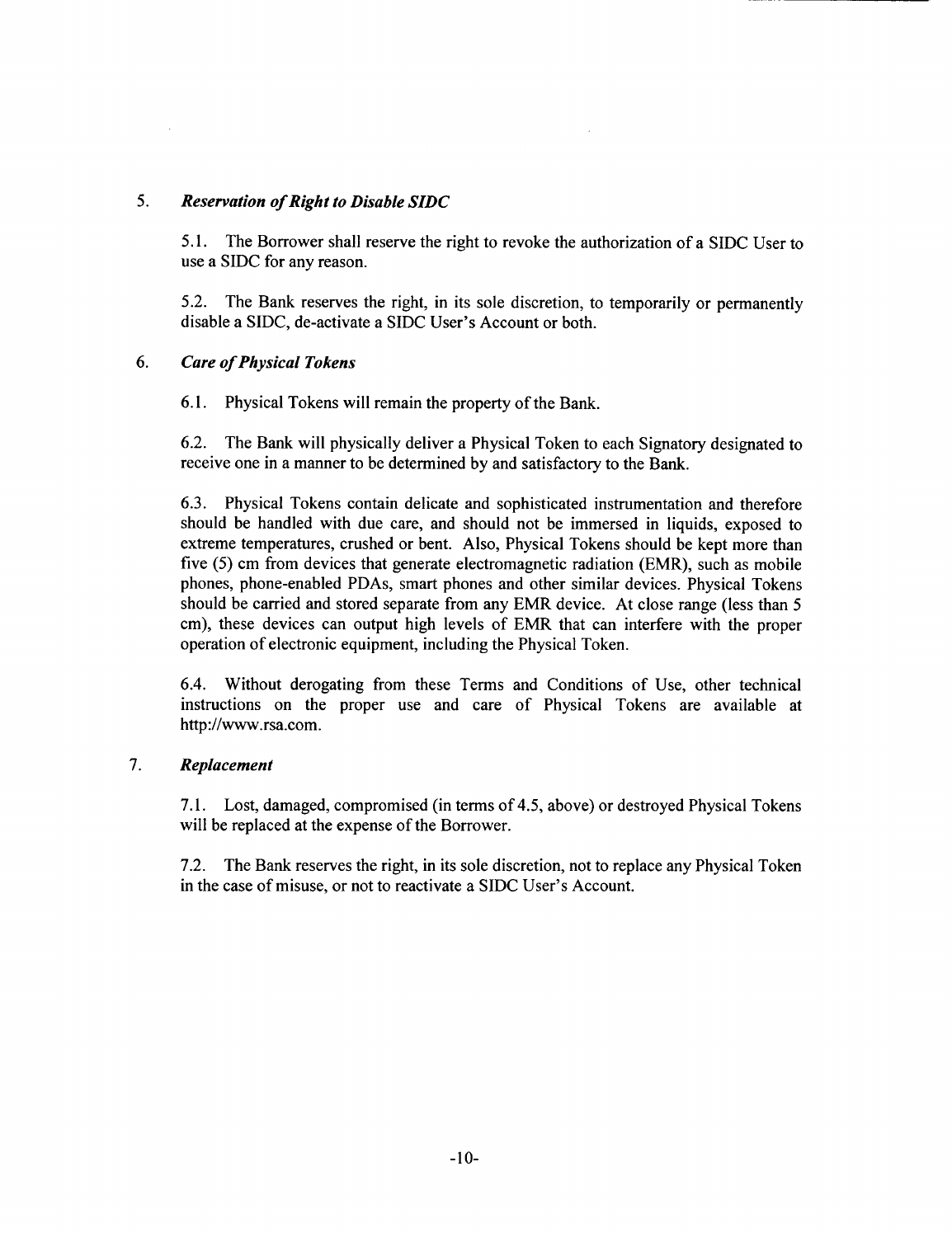5. ***Reservation of Right to Disable SIDC***

5.1. The Borrower shall reserve the right to revoke the authorization of a SIDC User to use a SIDC for any reason.

5.2. The Bank reserves the right, in its sole discretion, to temporarily or permanently disable a SIDC, de-activate a SIDC User's Account or both.

6. ***Care of Physical Tokens***

6.1. Physical Tokens will remain the property of the Bank.

6.2. The Bank will physically deliver a Physical Token to each Signatory designated to receive one in a manner to be determined by and satisfactory to the Bank.

6.3. Physical Tokens contain delicate and sophisticated instrumentation and therefore should be handled with due care, and should not be immersed in liquids, exposed to extreme temperatures, crushed or bent. Also, Physical Tokens should be kept more than five (5) cm from devices that generate electromagnetic radiation (EMR), such as mobile phones, phone-enabled PDAs, smart phones and other similar devices. Physical Tokens should be carried and stored separate from any EMR device. At close range (less than 5 cm), these devices can output high levels of EMR that can interfere with the proper operation of electronic equipment, including the Physical Token.

6.4. Without derogating from these Terms and Conditions of Use, other technical instructions on the proper use and care of Physical Tokens are available at http://www.rsa.com.

7. ***Replacement***

7.1. Lost, damaged, compromised (in terms of 4.5, above) or destroyed Physical Tokens will be replaced at the expense of the Borrower.

7.2. The Bank reserves the right, in its sole discretion, not to replace any Physical Token in the case of misuse, or not to reactivate a SIDC User's Account.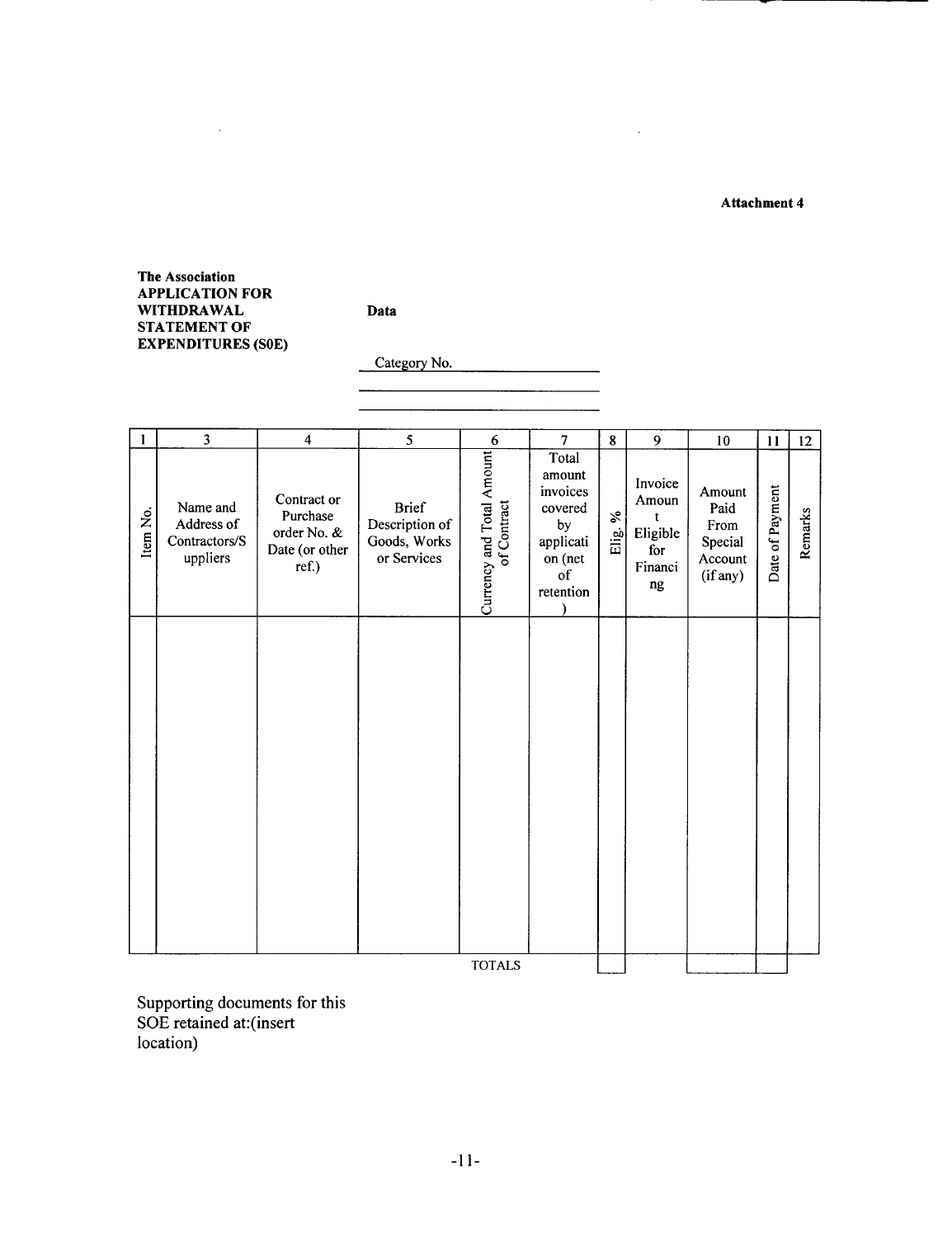**Attachment 4**

**The Association**
**APPLICATION FOR WITHDRAWAL**
**STATEMENT OF EXPENDITURES (SOE)**

**Data**

Category No. ____________________

____________________

____________________

| 1 | 3 | 4 | 5 | 6 | 7 | 8 | 9 | 10 | 11 | 12 |
|---|---|---|---|---|---|---|---|---|---|---|
| Item No. | Name and Address of Contractors/Suppliers | Contract or Purchase order No. & Date (or other ref.) | Brief Description of Goods, Works or Services | Currency and Total Amount of Contract | Total amount invoices covered by application (net of retention) | Elig. % | Invoice Amount Eligible for Financing | Amount Paid From Special Account (if any) | Date of Payment | Remarks |
| | | | | | | | | | | |
| | | | | TOTALS | | | | | | |

Supporting documents for this SOE retained at:(insert location)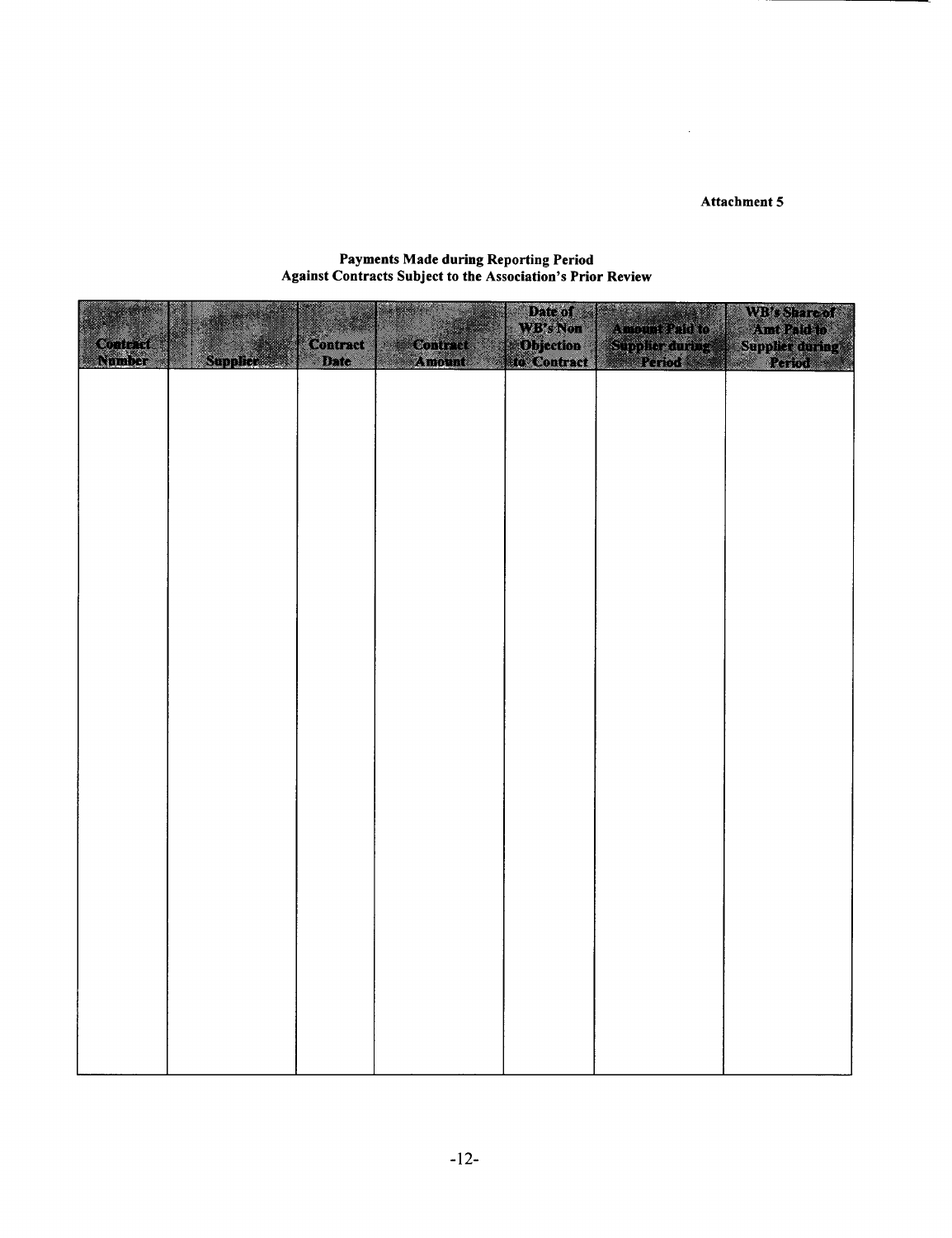Attachment 5

**Payments Made during Reporting Period**
**Against Contracts Subject to the Association's Prior Review**

| Contract Number | Supplier | Contract Date | Contract Amount | Date of WB's Non Objection to Contract | Amount Paid to Supplier during Period | WB's Share of Amt Paid to Supplier during Period |
|---|---|---|---|---|---|---|
| | | | | | | |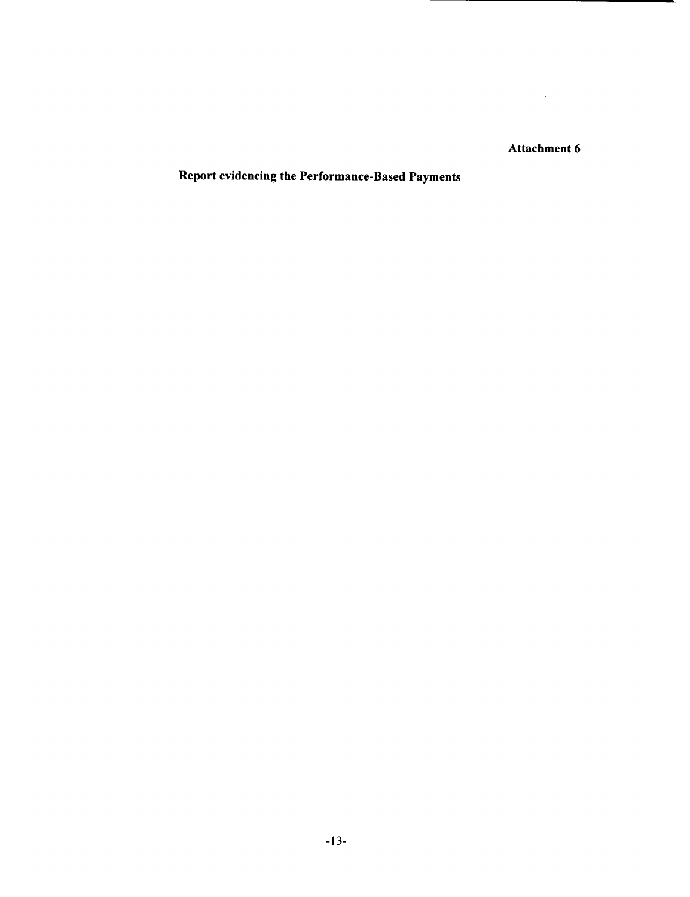**Attachment 6**

**Report evidencing the Performance-Based Payments**